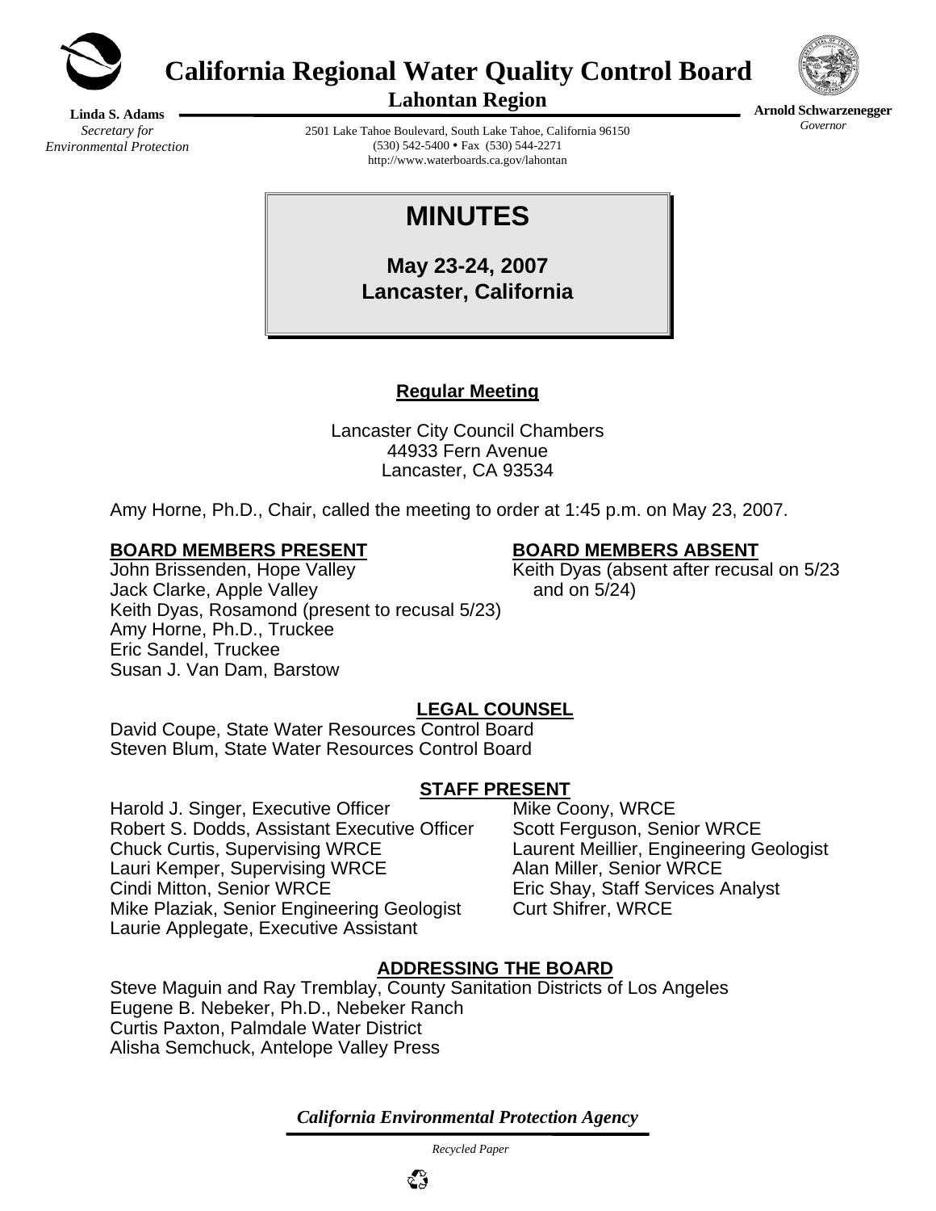# California Regional Water Quality Control Board

## Lahontan Region

**Linda S. Adams**
*Secretary for Environmental Protection*

2501 Lake Tahoe Boulevard, South Lake Tahoe, California 96150
(530) 542-5400 • Fax (530) 544-2271
http://www.waterboards.ca.gov/lahontan

**Arnold Schwarzenegger**
*Governor*

# MINUTES

**May 23-24, 2007**
**Lancaster, California**

**Regular Meeting**

Lancaster City Council Chambers
44933 Fern Avenue
Lancaster, CA 93534

Amy Horne, Ph.D., Chair, called the meeting to order at 1:45 p.m. on May 23, 2007.

**BOARD MEMBERS PRESENT**

John Brissenden, Hope Valley
Jack Clarke, Apple Valley
Keith Dyas, Rosamond (present to recusal 5/23)
Amy Horne, Ph.D., Truckee
Eric Sandel, Truckee
Susan J. Van Dam, Barstow

**BOARD MEMBERS ABSENT**

Keith Dyas (absent after recusal on 5/23 and on 5/24)

**LEGAL COUNSEL**

David Coupe, State Water Resources Control Board
Steven Blum, State Water Resources Control Board

**STAFF PRESENT**

Harold J. Singer, Executive Officer
Robert S. Dodds, Assistant Executive Officer
Chuck Curtis, Supervising WRCE
Lauri Kemper, Supervising WRCE
Cindi Mitton, Senior WRCE
Mike Plaziak, Senior Engineering Geologist
Laurie Applegate, Executive Assistant
Mike Coony, WRCE
Scott Ferguson, Senior WRCE
Laurent Meillier, Engineering Geologist
Alan Miller, Senior WRCE
Eric Shay, Staff Services Analyst
Curt Shifrer, WRCE

**ADDRESSING THE BOARD**

Steve Maguin and Ray Tremblay, County Sanitation Districts of Los Angeles
Eugene B. Nebeker, Ph.D., Nebeker Ranch
Curtis Paxton, Palmdale Water District
Alisha Semchuck, Antelope Valley Press

*California Environmental Protection Agency*

*Recycled Paper*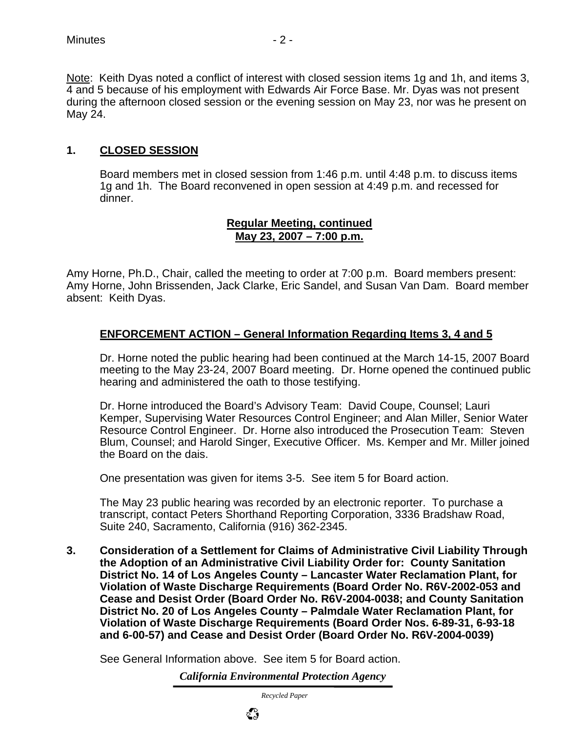Note: Keith Dyas noted a conflict of interest with closed session items 1g and 1h, and items 3, 4 and 5 because of his employment with Edwards Air Force Base. Mr. Dyas was not present during the afternoon closed session or the evening session on May 23, nor was he present on May 24.

**1. CLOSED SESSION**

Board members met in closed session from 1:46 p.m. until 4:48 p.m. to discuss items 1g and 1h. The Board reconvened in open session at 4:49 p.m. and recessed for dinner.

**Regular Meeting, continued**
**May 23, 2007 – 7:00 p.m.**

Amy Horne, Ph.D., Chair, called the meeting to order at 7:00 p.m. Board members present: Amy Horne, John Brissenden, Jack Clarke, Eric Sandel, and Susan Van Dam. Board member absent: Keith Dyas.

**ENFORCEMENT ACTION – General Information Regarding Items 3, 4 and 5**

Dr. Horne noted the public hearing had been continued at the March 14-15, 2007 Board meeting to the May 23-24, 2007 Board meeting. Dr. Horne opened the continued public hearing and administered the oath to those testifying.

Dr. Horne introduced the Board's Advisory Team: David Coupe, Counsel; Lauri Kemper, Supervising Water Resources Control Engineer; and Alan Miller, Senior Water Resource Control Engineer. Dr. Horne also introduced the Prosecution Team: Steven Blum, Counsel; and Harold Singer, Executive Officer. Ms. Kemper and Mr. Miller joined the Board on the dais.

One presentation was given for items 3-5. See item 5 for Board action.

The May 23 public hearing was recorded by an electronic reporter. To purchase a transcript, contact Peters Shorthand Reporting Corporation, 3336 Bradshaw Road, Suite 240, Sacramento, California (916) 362-2345.

**3. Consideration of a Settlement for Claims of Administrative Civil Liability Through the Adoption of an Administrative Civil Liability Order for: County Sanitation District No. 14 of Los Angeles County – Lancaster Water Reclamation Plant, for Violation of Waste Discharge Requirements (Board Order No. R6V-2002-053 and Cease and Desist Order (Board Order No. R6V-2004-0038; and County Sanitation District No. 20 of Los Angeles County – Palmdale Water Reclamation Plant, for Violation of Waste Discharge Requirements (Board Order Nos. 6-89-31, 6-93-18 and 6-00-57) and Cease and Desist Order (Board Order No. R6V-2004-0039)**

See General Information above. See item 5 for Board action.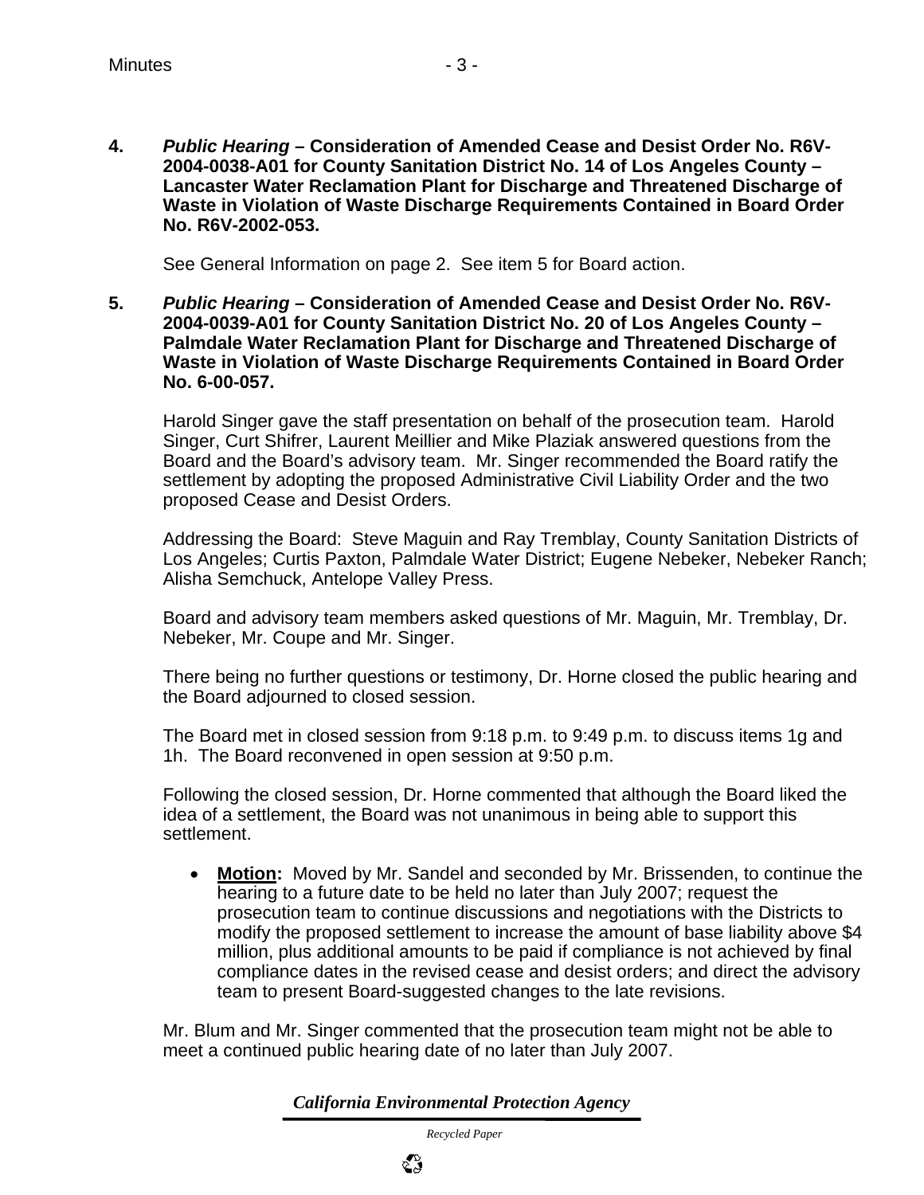**4.** ***Public Hearing* – Consideration of Amended Cease and Desist Order No. R6V-2004-0038-A01 for County Sanitation District No. 14 of Los Angeles County – Lancaster Water Reclamation Plant for Discharge and Threatened Discharge of Waste in Violation of Waste Discharge Requirements Contained in Board Order No. R6V-2002-053.**

See General Information on page 2. See item 5 for Board action.

**5.** ***Public Hearing* – Consideration of Amended Cease and Desist Order No. R6V-2004-0039-A01 for County Sanitation District No. 20 of Los Angeles County – Palmdale Water Reclamation Plant for Discharge and Threatened Discharge of Waste in Violation of Waste Discharge Requirements Contained in Board Order No. 6-00-057.**

Harold Singer gave the staff presentation on behalf of the prosecution team. Harold Singer, Curt Shifrer, Laurent Meillier and Mike Plaziak answered questions from the Board and the Board's advisory team. Mr. Singer recommended the Board ratify the settlement by adopting the proposed Administrative Civil Liability Order and the two proposed Cease and Desist Orders.

Addressing the Board: Steve Maguin and Ray Tremblay, County Sanitation Districts of Los Angeles; Curtis Paxton, Palmdale Water District; Eugene Nebeker, Nebeker Ranch; Alisha Semchuck, Antelope Valley Press.

Board and advisory team members asked questions of Mr. Maguin, Mr. Tremblay, Dr. Nebeker, Mr. Coupe and Mr. Singer.

There being no further questions or testimony, Dr. Horne closed the public hearing and the Board adjourned to closed session.

The Board met in closed session from 9:18 p.m. to 9:49 p.m. to discuss items 1g and 1h. The Board reconvened in open session at 9:50 p.m.

Following the closed session, Dr. Horne commented that although the Board liked the idea of a settlement, the Board was not unanimous in being able to support this settlement.

- **Motion:** Moved by Mr. Sandel and seconded by Mr. Brissenden, to continue the hearing to a future date to be held no later than July 2007; request the prosecution team to continue discussions and negotiations with the Districts to modify the proposed settlement to increase the amount of base liability above $4 million, plus additional amounts to be paid if compliance is not achieved by final compliance dates in the revised cease and desist orders; and direct the advisory team to present Board-suggested changes to the late revisions.

Mr. Blum and Mr. Singer commented that the prosecution team might not be able to meet a continued public hearing date of no later than July 2007.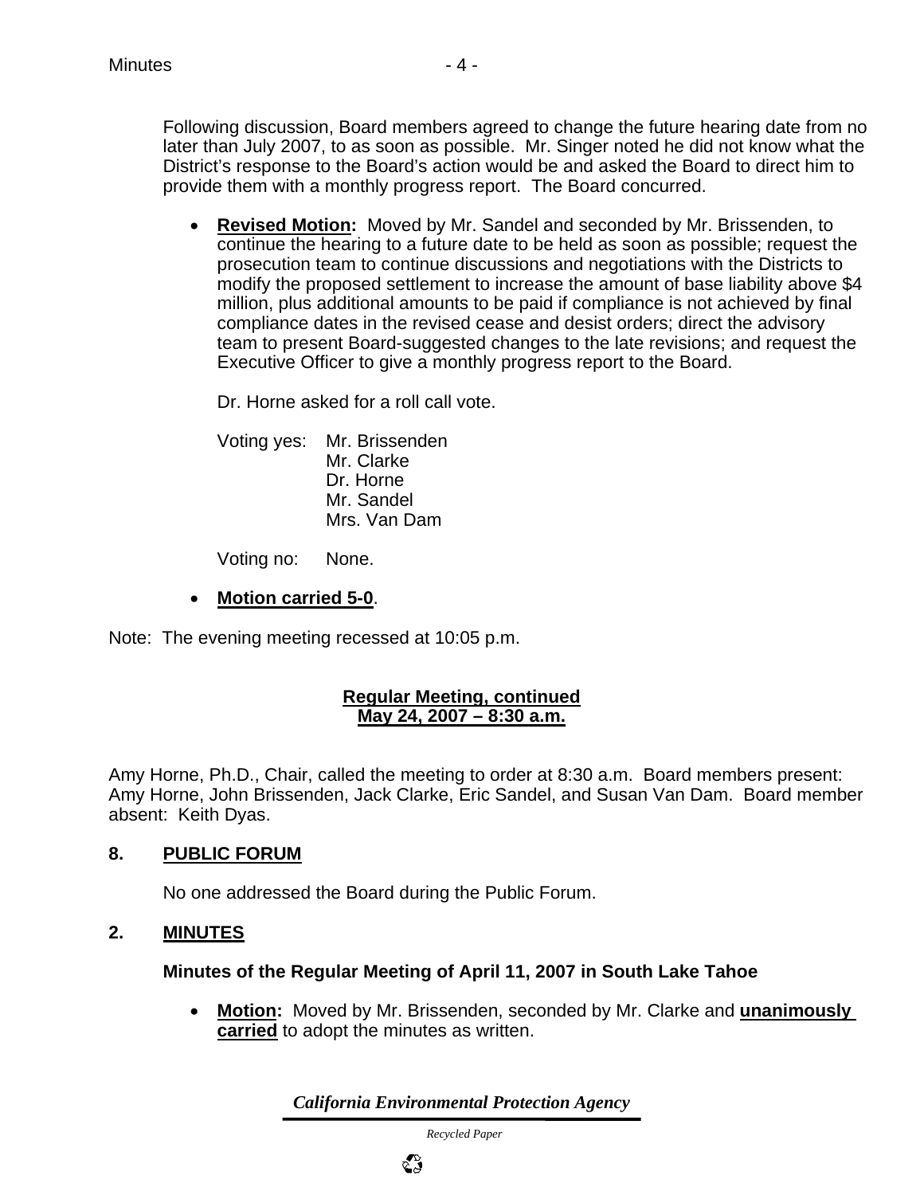Following discussion, Board members agreed to change the future hearing date from no later than July 2007, to as soon as possible. Mr. Singer noted he did not know what the District's response to the Board's action would be and asked the Board to direct him to provide them with a monthly progress report. The Board concurred.

- **Revised Motion:** Moved by Mr. Sandel and seconded by Mr. Brissenden, to continue the hearing to a future date to be held as soon as possible; request the prosecution team to continue discussions and negotiations with the Districts to modify the proposed settlement to increase the amount of base liability above $4 million, plus additional amounts to be paid if compliance is not achieved by final compliance dates in the revised cease and desist orders; direct the advisory team to present Board-suggested changes to the late revisions; and request the Executive Officer to give a monthly progress report to the Board.

  Dr. Horne asked for a roll call vote.

  Voting yes: Mr. Brissenden
  Mr. Clarke
  Dr. Horne
  Mr. Sandel
  Mrs. Van Dam

  Voting no: None.

- **Motion carried 5-0**.

Note: The evening meeting recessed at 10:05 p.m.

**Regular Meeting, continued**
**May 24, 2007 – 8:30 a.m.**

Amy Horne, Ph.D., Chair, called the meeting to order at 8:30 a.m. Board members present: Amy Horne, John Brissenden, Jack Clarke, Eric Sandel, and Susan Van Dam. Board member absent: Keith Dyas.

## 8. PUBLIC FORUM

No one addressed the Board during the Public Forum.

## 2. MINUTES

### Minutes of the Regular Meeting of April 11, 2007 in South Lake Tahoe

- **Motion:** Moved by Mr. Brissenden, seconded by Mr. Clarke and **unanimously carried** to adopt the minutes as written.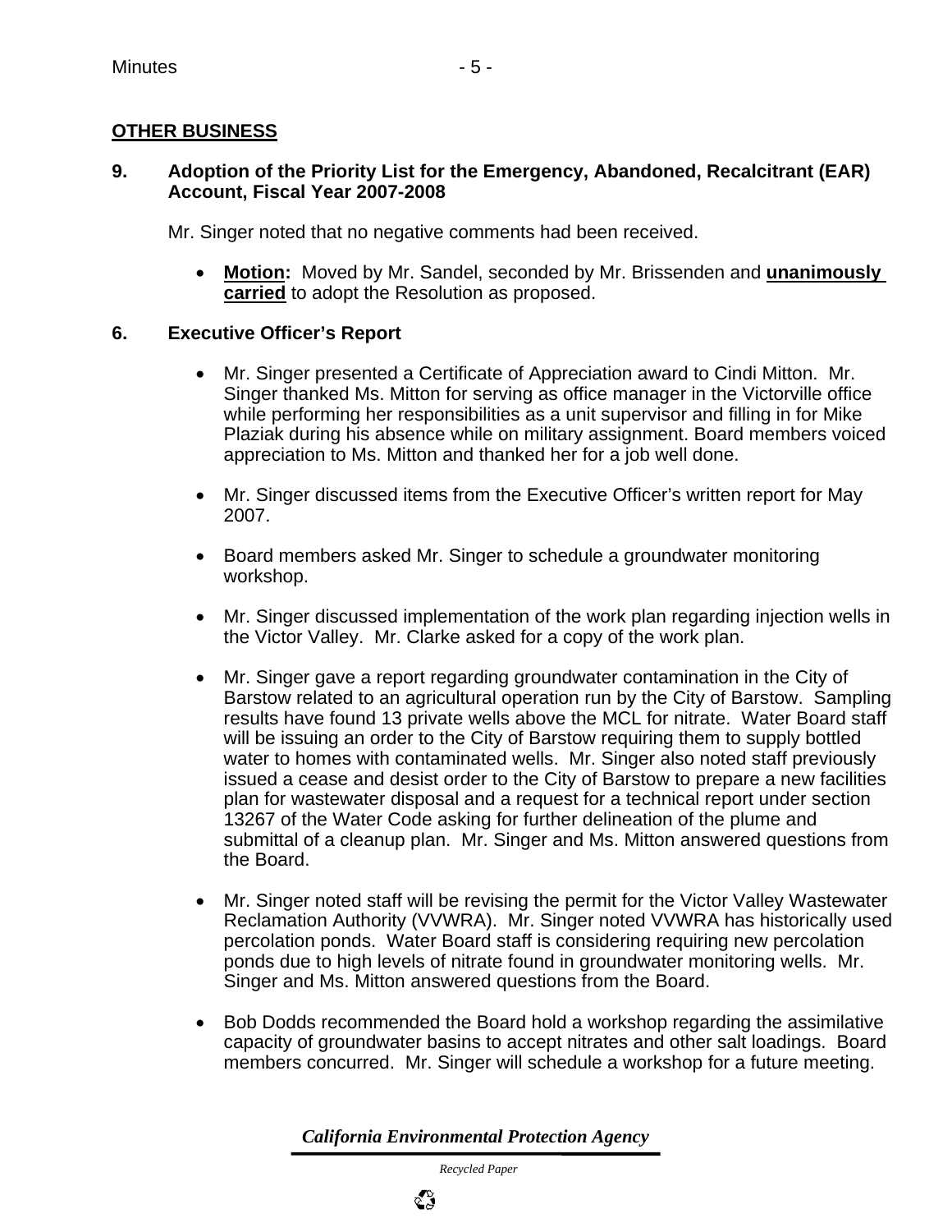## OTHER BUSINESS

### 9. Adoption of the Priority List for the Emergency, Abandoned, Recalcitrant (EAR) Account, Fiscal Year 2007-2008

Mr. Singer noted that no negative comments had been received.

- **Motion:** Moved by Mr. Sandel, seconded by Mr. Brissenden and **unanimously carried** to adopt the Resolution as proposed.

### 6. Executive Officer's Report

- Mr. Singer presented a Certificate of Appreciation award to Cindi Mitton. Mr. Singer thanked Ms. Mitton for serving as office manager in the Victorville office while performing her responsibilities as a unit supervisor and filling in for Mike Plaziak during his absence while on military assignment. Board members voiced appreciation to Ms. Mitton and thanked her for a job well done.

- Mr. Singer discussed items from the Executive Officer's written report for May 2007.

- Board members asked Mr. Singer to schedule a groundwater monitoring workshop.

- Mr. Singer discussed implementation of the work plan regarding injection wells in the Victor Valley. Mr. Clarke asked for a copy of the work plan.

- Mr. Singer gave a report regarding groundwater contamination in the City of Barstow related to an agricultural operation run by the City of Barstow. Sampling results have found 13 private wells above the MCL for nitrate. Water Board staff will be issuing an order to the City of Barstow requiring them to supply bottled water to homes with contaminated wells. Mr. Singer also noted staff previously issued a cease and desist order to the City of Barstow to prepare a new facilities plan for wastewater disposal and a request for a technical report under section 13267 of the Water Code asking for further delineation of the plume and submittal of a cleanup plan. Mr. Singer and Ms. Mitton answered questions from the Board.

- Mr. Singer noted staff will be revising the permit for the Victor Valley Wastewater Reclamation Authority (VVWRA). Mr. Singer noted VVWRA has historically used percolation ponds. Water Board staff is considering requiring new percolation ponds due to high levels of nitrate found in groundwater monitoring wells. Mr. Singer and Ms. Mitton answered questions from the Board.

- Bob Dodds recommended the Board hold a workshop regarding the assimilative capacity of groundwater basins to accept nitrates and other salt loadings. Board members concurred. Mr. Singer will schedule a workshop for a future meeting.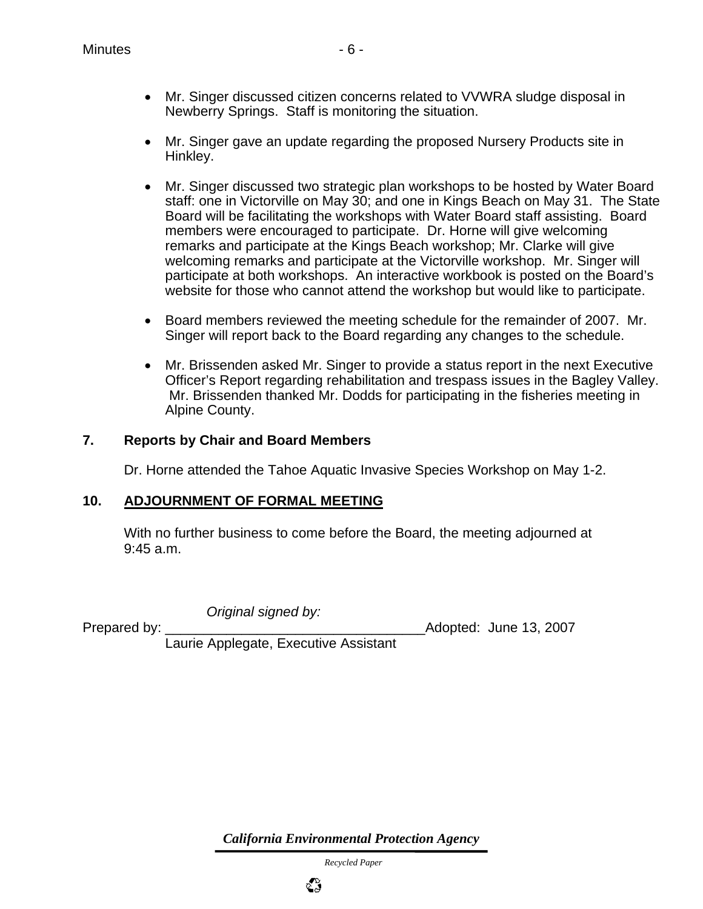- Mr. Singer discussed citizen concerns related to VVWRA sludge disposal in Newberry Springs. Staff is monitoring the situation.

- Mr. Singer gave an update regarding the proposed Nursery Products site in Hinkley.

- Mr. Singer discussed two strategic plan workshops to be hosted by Water Board staff: one in Victorville on May 30; and one in Kings Beach on May 31. The State Board will be facilitating the workshops with Water Board staff assisting. Board members were encouraged to participate. Dr. Horne will give welcoming remarks and participate at the Kings Beach workshop; Mr. Clarke will give welcoming remarks and participate at the Victorville workshop. Mr. Singer will participate at both workshops. An interactive workbook is posted on the Board's website for those who cannot attend the workshop but would like to participate.

- Board members reviewed the meeting schedule for the remainder of 2007. Mr. Singer will report back to the Board regarding any changes to the schedule.

- Mr. Brissenden asked Mr. Singer to provide a status report in the next Executive Officer's Report regarding rehabilitation and trespass issues in the Bagley Valley. Mr. Brissenden thanked Mr. Dodds for participating in the fisheries meeting in Alpine County.

## 7. Reports by Chair and Board Members

Dr. Horne attended the Tahoe Aquatic Invasive Species Workshop on May 1-2.

## 10. ADJOURNMENT OF FORMAL MEETING

With no further business to come before the Board, the meeting adjourned at 9:45 a.m.

*Original signed by:*

Prepared by: ________________________________ Adopted: June 13, 2007

Laurie Applegate, Executive Assistant

***California Environmental Protection Agency***

*Recycled Paper*